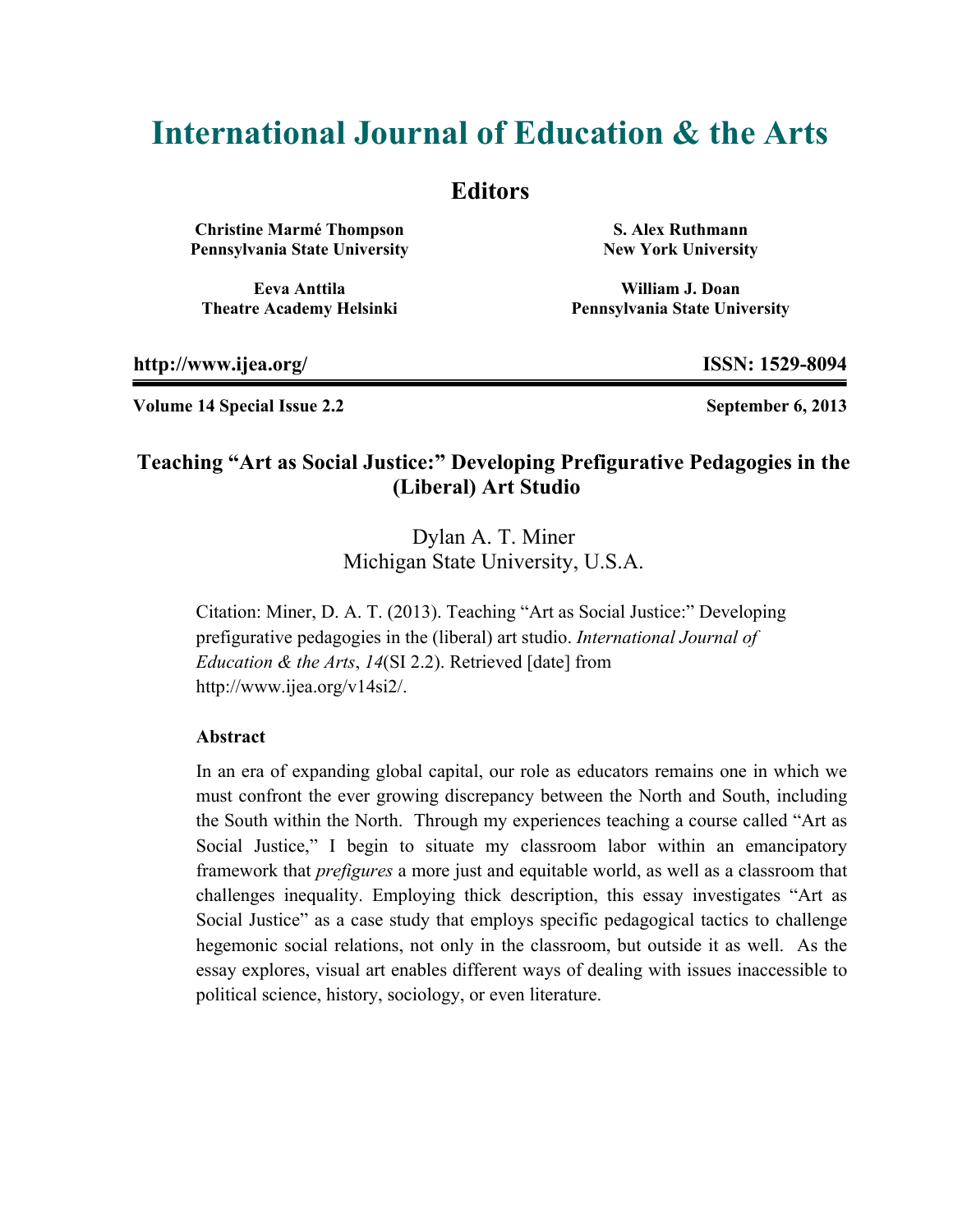# International Journal of Education & the Arts

## Editors

**Christine Marmé Thompson**
**Pennsylvania State University**

**S. Alex Ruthmann**
**New York University**

**Eeva Anttila**
**Theatre Academy Helsinki**

**William J. Doan**
**Pennsylvania State University**

**http://www.ijea.org/** **ISSN: 1529-8094**

**Volume 14 Special Issue 2.2** **September 6, 2013**

## Teaching "Art as Social Justice:" Developing Prefigurative Pedagogies in the (Liberal) Art Studio

Dylan A. T. Miner
Michigan State University, U.S.A.

Citation: Miner, D. A. T. (2013). Teaching "Art as Social Justice:" Developing prefigurative pedagogies in the (liberal) art studio. *International Journal of Education & the Arts*, *14*(SI 2.2). Retrieved [date] from http://www.ijea.org/v14si2/.

### Abstract

In an era of expanding global capital, our role as educators remains one in which we must confront the ever growing discrepancy between the North and South, including the South within the North. Through my experiences teaching a course called "Art as Social Justice," I begin to situate my classroom labor within an emancipatory framework that *prefigures* a more just and equitable world, as well as a classroom that challenges inequality. Employing thick description, this essay investigates "Art as Social Justice" as a case study that employs specific pedagogical tactics to challenge hegemonic social relations, not only in the classroom, but outside it as well. As the essay explores, visual art enables different ways of dealing with issues inaccessible to political science, history, sociology, or even literature.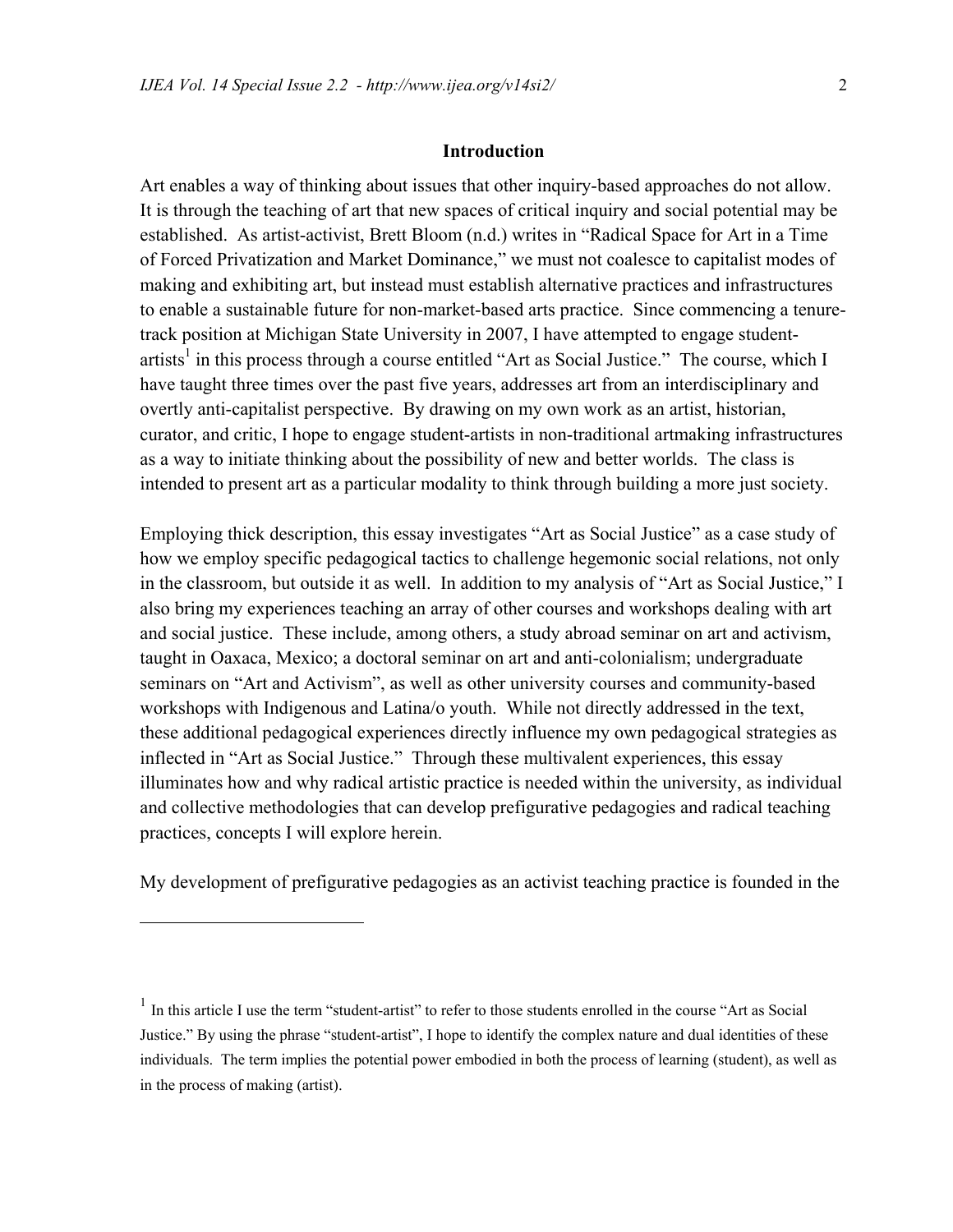## Introduction

Art enables a way of thinking about issues that other inquiry-based approaches do not allow. It is through the teaching of art that new spaces of critical inquiry and social potential may be established. As artist-activist, Brett Bloom (n.d.) writes in "Radical Space for Art in a Time of Forced Privatization and Market Dominance," we must not coalesce to capitalist modes of making and exhibiting art, but instead must establish alternative practices and infrastructures to enable a sustainable future for non-market-based arts practice. Since commencing a tenure-track position at Michigan State University in 2007, I have attempted to engage student-artists[1] in this process through a course entitled "Art as Social Justice." The course, which I have taught three times over the past five years, addresses art from an interdisciplinary and overtly anti-capitalist perspective. By drawing on my own work as an artist, historian, curator, and critic, I hope to engage student-artists in non-traditional artmaking infrastructures as a way to initiate thinking about the possibility of new and better worlds. The class is intended to present art as a particular modality to think through building a more just society.

Employing thick description, this essay investigates "Art as Social Justice" as a case study of how we employ specific pedagogical tactics to challenge hegemonic social relations, not only in the classroom, but outside it as well. In addition to my analysis of "Art as Social Justice," I also bring my experiences teaching an array of other courses and workshops dealing with art and social justice. These include, among others, a study abroad seminar on art and activism, taught in Oaxaca, Mexico; a doctoral seminar on art and anti-colonialism; undergraduate seminars on "Art and Activism", as well as other university courses and community-based workshops with Indigenous and Latina/o youth. While not directly addressed in the text, these additional pedagogical experiences directly influence my own pedagogical strategies as inflected in "Art as Social Justice." Through these multivalent experiences, this essay illuminates how and why radical artistic practice is needed within the university, as individual and collective methodologies that can develop prefigurative pedagogies and radical teaching practices, concepts I will explore herein.

My development of prefigurative pedagogies as an activist teaching practice is founded in the

---

[1] In this article I use the term "student-artist" to refer to those students enrolled in the course "Art as Social Justice." By using the phrase "student-artist", I hope to identify the complex nature and dual identities of these individuals. The term implies the potential power embodied in both the process of learning (student), as well as in the process of making (artist).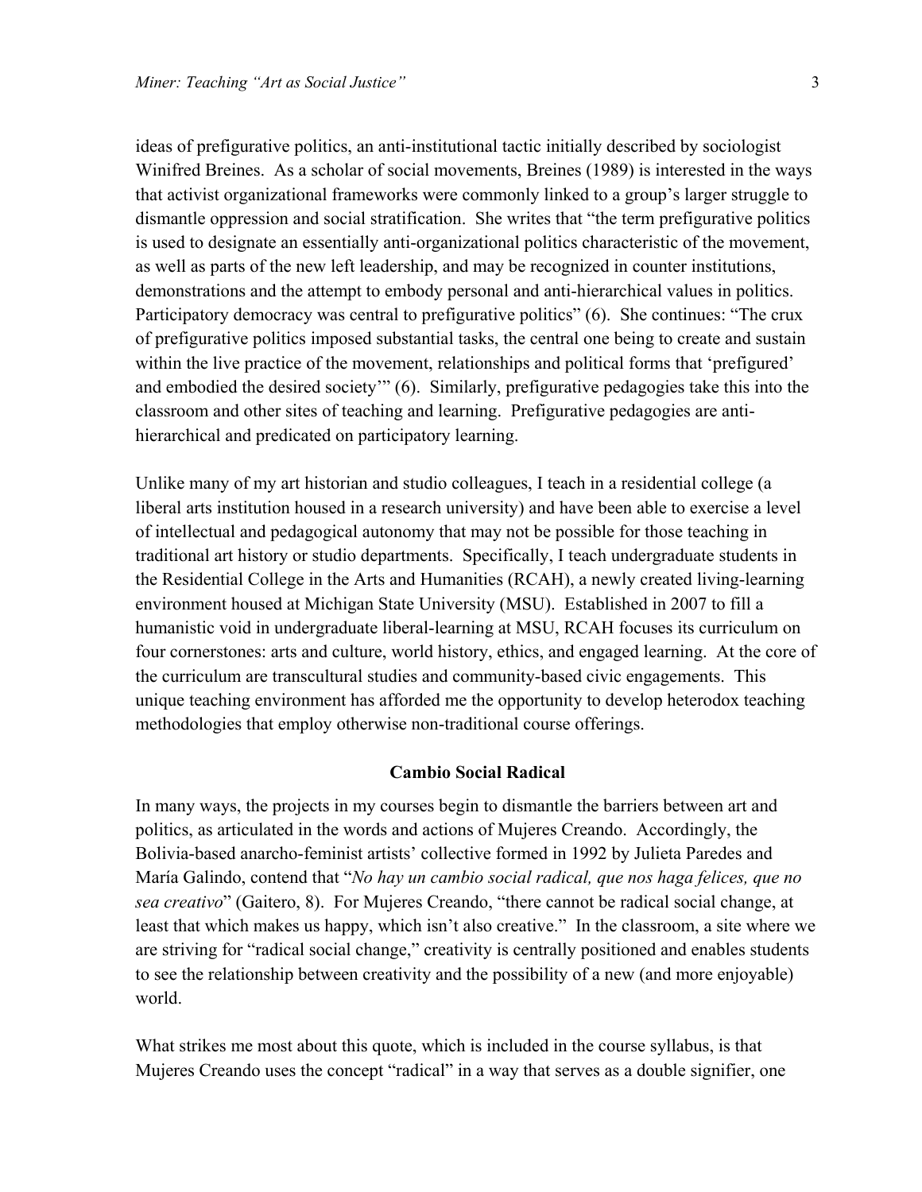ideas of prefigurative politics, an anti-institutional tactic initially described by sociologist Winifred Breines. As a scholar of social movements, Breines (1989) is interested in the ways that activist organizational frameworks were commonly linked to a group's larger struggle to dismantle oppression and social stratification. She writes that "the term prefigurative politics is used to designate an essentially anti-organizational politics characteristic of the movement, as well as parts of the new left leadership, and may be recognized in counter institutions, demonstrations and the attempt to embody personal and anti-hierarchical values in politics. Participatory democracy was central to prefigurative politics" (6). She continues: "The crux of prefigurative politics imposed substantial tasks, the central one being to create and sustain within the live practice of the movement, relationships and political forms that 'prefigured' and embodied the desired society'" (6). Similarly, prefigurative pedagogies take this into the classroom and other sites of teaching and learning. Prefigurative pedagogies are anti-hierarchical and predicated on participatory learning.

Unlike many of my art historian and studio colleagues, I teach in a residential college (a liberal arts institution housed in a research university) and have been able to exercise a level of intellectual and pedagogical autonomy that may not be possible for those teaching in traditional art history or studio departments. Specifically, I teach undergraduate students in the Residential College in the Arts and Humanities (RCAH), a newly created living-learning environment housed at Michigan State University (MSU). Established in 2007 to fill a humanistic void in undergraduate liberal-learning at MSU, RCAH focuses its curriculum on four cornerstones: arts and culture, world history, ethics, and engaged learning. At the core of the curriculum are transcultural studies and community-based civic engagements. This unique teaching environment has afforded me the opportunity to develop heterodox teaching methodologies that employ otherwise non-traditional course offerings.

## Cambio Social Radical

In many ways, the projects in my courses begin to dismantle the barriers between art and politics, as articulated in the words and actions of Mujeres Creando. Accordingly, the Bolivia-based anarcho-feminist artists' collective formed in 1992 by Julieta Paredes and María Galindo, contend that "*No hay un cambio social radical, que nos haga felices, que no sea creativo*" (Gaitero, 8). For Mujeres Creando, "there cannot be radical social change, at least that which makes us happy, which isn't also creative." In the classroom, a site where we are striving for "radical social change," creativity is centrally positioned and enables students to see the relationship between creativity and the possibility of a new (and more enjoyable) world.

What strikes me most about this quote, which is included in the course syllabus, is that Mujeres Creando uses the concept "radical" in a way that serves as a double signifier, one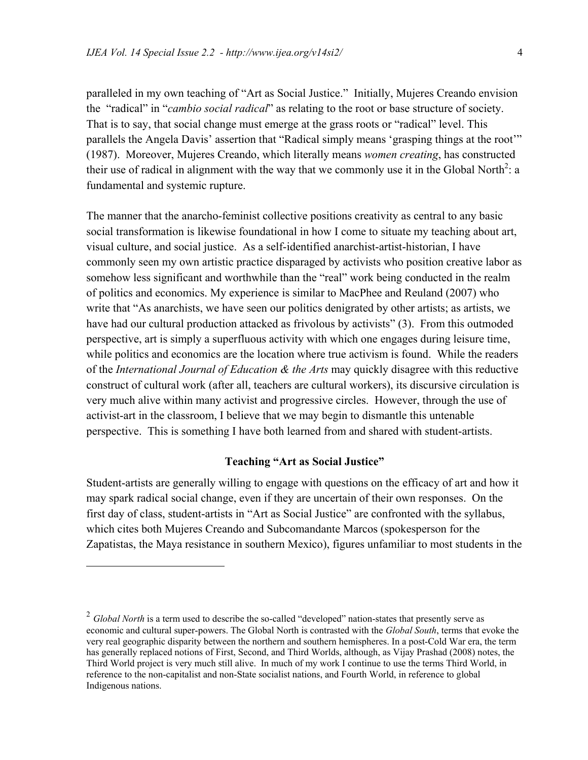paralleled in my own teaching of "Art as Social Justice." Initially, Mujeres Creando envision the "radical" in "*cambio social radical*" as relating to the root or base structure of society. That is to say, that social change must emerge at the grass roots or "radical" level. This parallels the Angela Davis' assertion that "Radical simply means 'grasping things at the root'" (1987). Moreover, Mujeres Creando, which literally means *women creating*, has constructed their use of radical in alignment with the way that we commonly use it in the Global North[2]: a fundamental and systemic rupture.

The manner that the anarcho-feminist collective positions creativity as central to any basic social transformation is likewise foundational in how I come to situate my teaching about art, visual culture, and social justice. As a self-identified anarchist-artist-historian, I have commonly seen my own artistic practice disparaged by activists who position creative labor as somehow less significant and worthwhile than the "real" work being conducted in the realm of politics and economics. My experience is similar to MacPhee and Reuland (2007) who write that "As anarchists, we have seen our politics denigrated by other artists; as artists, we have had our cultural production attacked as frivolous by activists" (3). From this outmoded perspective, art is simply a superfluous activity with which one engages during leisure time, while politics and economics are the location where true activism is found. While the readers of the *International Journal of Education & the Arts* may quickly disagree with this reductive construct of cultural work (after all, teachers are cultural workers), its discursive circulation is very much alive within many activist and progressive circles. However, through the use of activist-art in the classroom, I believe that we may begin to dismantle this untenable perspective. This is something I have both learned from and shared with student-artists.

## Teaching "Art as Social Justice"

Student-artists are generally willing to engage with questions on the efficacy of art and how it may spark radical social change, even if they are uncertain of their own responses. On the first day of class, student-artists in "Art as Social Justice" are confronted with the syllabus, which cites both Mujeres Creando and Subcomandante Marcos (spokesperson for the Zapatistas, the Maya resistance in southern Mexico), figures unfamiliar to most students in the

---

[2] *Global North* is a term used to describe the so-called "developed" nation-states that presently serve as economic and cultural super-powers. The Global North is contrasted with the *Global South*, terms that evoke the very real geographic disparity between the northern and southern hemispheres. In a post-Cold War era, the term has generally replaced notions of First, Second, and Third Worlds, although, as Vijay Prashad (2008) notes, the Third World project is very much still alive. In much of my work I continue to use the terms Third World, in reference to the non-capitalist and non-State socialist nations, and Fourth World, in reference to global Indigenous nations.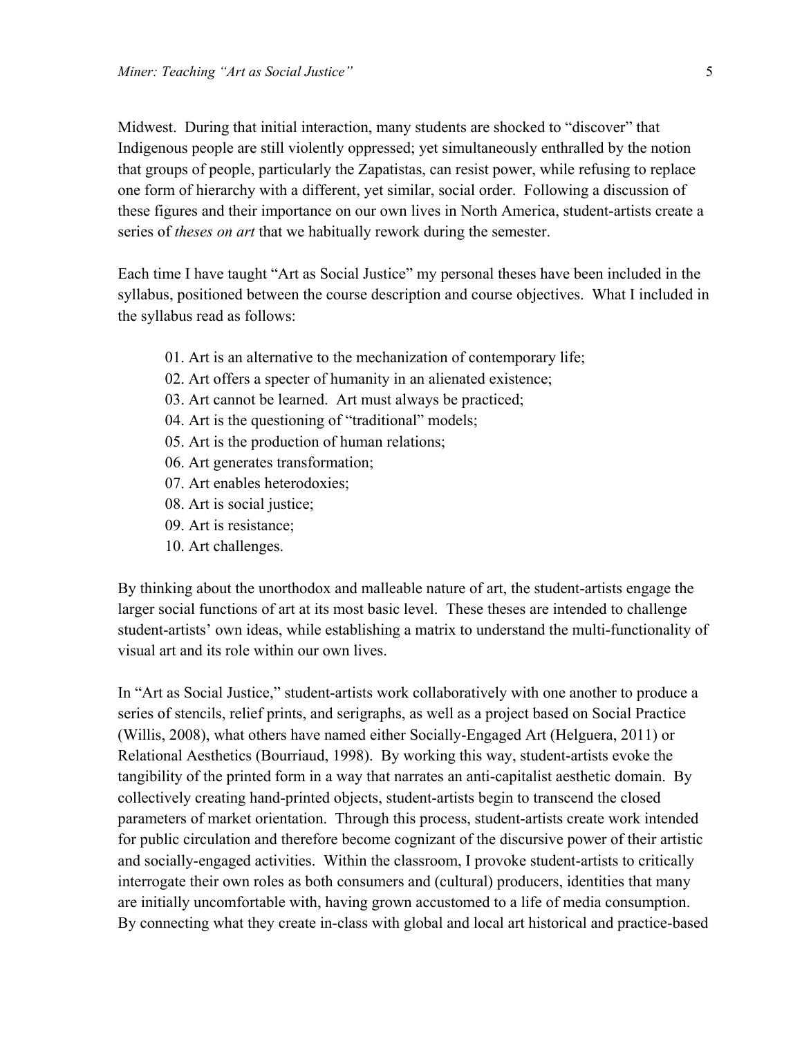Midwest. During that initial interaction, many students are shocked to "discover" that Indigenous people are still violently oppressed; yet simultaneously enthralled by the notion that groups of people, particularly the Zapatistas, can resist power, while refusing to replace one form of hierarchy with a different, yet similar, social order. Following a discussion of these figures and their importance on our own lives in North America, student-artists create a series of *theses on art* that we habitually rework during the semester.

Each time I have taught "Art as Social Justice" my personal theses have been included in the syllabus, positioned between the course description and course objectives. What I included in the syllabus read as follows:

01. Art is an alternative to the mechanization of contemporary life;
02. Art offers a specter of humanity in an alienated existence;
03. Art cannot be learned. Art must always be practiced;
04. Art is the questioning of "traditional" models;
05. Art is the production of human relations;
06. Art generates transformation;
07. Art enables heterodoxies;
08. Art is social justice;
09. Art is resistance;
10. Art challenges.

By thinking about the unorthodox and malleable nature of art, the student-artists engage the larger social functions of art at its most basic level. These theses are intended to challenge student-artists' own ideas, while establishing a matrix to understand the multi-functionality of visual art and its role within our own lives.

In "Art as Social Justice," student-artists work collaboratively with one another to produce a series of stencils, relief prints, and serigraphs, as well as a project based on Social Practice (Willis, 2008), what others have named either Socially-Engaged Art (Helguera, 2011) or Relational Aesthetics (Bourriaud, 1998). By working this way, student-artists evoke the tangibility of the printed form in a way that narrates an anti-capitalist aesthetic domain. By collectively creating hand-printed objects, student-artists begin to transcend the closed parameters of market orientation. Through this process, student-artists create work intended for public circulation and therefore become cognizant of the discursive power of their artistic and socially-engaged activities. Within the classroom, I provoke student-artists to critically interrogate their own roles as both consumers and (cultural) producers, identities that many are initially uncomfortable with, having grown accustomed to a life of media consumption. By connecting what they create in-class with global and local art historical and practice-based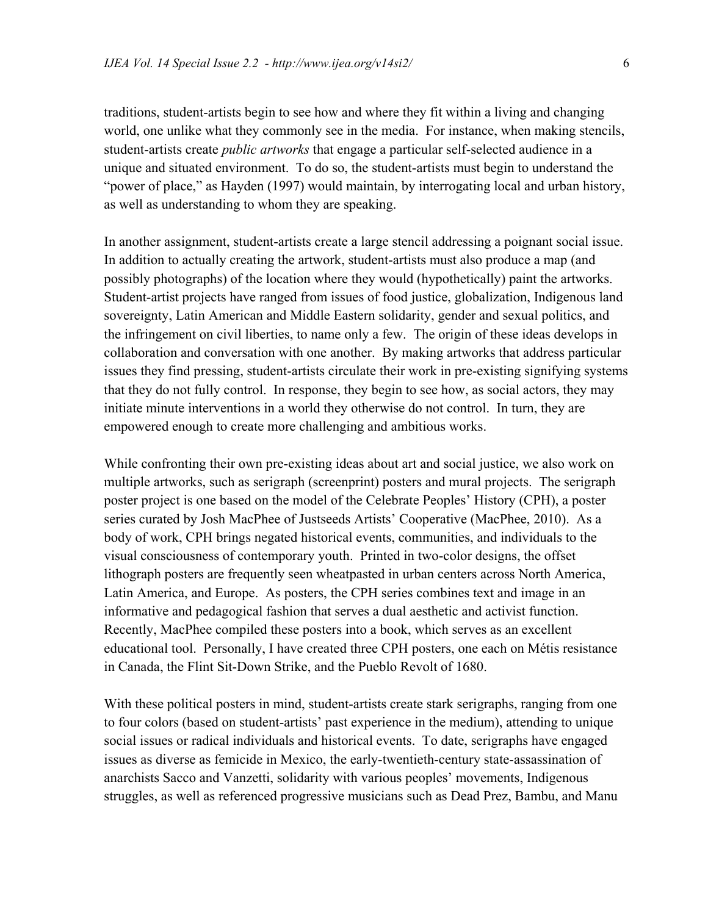traditions, student-artists begin to see how and where they fit within a living and changing world, one unlike what they commonly see in the media. For instance, when making stencils, student-artists create *public artworks* that engage a particular self-selected audience in a unique and situated environment. To do so, the student-artists must begin to understand the "power of place," as Hayden (1997) would maintain, by interrogating local and urban history, as well as understanding to whom they are speaking.

In another assignment, student-artists create a large stencil addressing a poignant social issue. In addition to actually creating the artwork, student-artists must also produce a map (and possibly photographs) of the location where they would (hypothetically) paint the artworks. Student-artist projects have ranged from issues of food justice, globalization, Indigenous land sovereignty, Latin American and Middle Eastern solidarity, gender and sexual politics, and the infringement on civil liberties, to name only a few. The origin of these ideas develops in collaboration and conversation with one another. By making artworks that address particular issues they find pressing, student-artists circulate their work in pre-existing signifying systems that they do not fully control. In response, they begin to see how, as social actors, they may initiate minute interventions in a world they otherwise do not control. In turn, they are empowered enough to create more challenging and ambitious works.

While confronting their own pre-existing ideas about art and social justice, we also work on multiple artworks, such as serigraph (screenprint) posters and mural projects. The serigraph poster project is one based on the model of the Celebrate Peoples' History (CPH), a poster series curated by Josh MacPhee of Justseeds Artists' Cooperative (MacPhee, 2010). As a body of work, CPH brings negated historical events, communities, and individuals to the visual consciousness of contemporary youth. Printed in two-color designs, the offset lithograph posters are frequently seen wheatpasted in urban centers across North America, Latin America, and Europe. As posters, the CPH series combines text and image in an informative and pedagogical fashion that serves a dual aesthetic and activist function. Recently, MacPhee compiled these posters into a book, which serves as an excellent educational tool. Personally, I have created three CPH posters, one each on Métis resistance in Canada, the Flint Sit-Down Strike, and the Pueblo Revolt of 1680.

With these political posters in mind, student-artists create stark serigraphs, ranging from one to four colors (based on student-artists' past experience in the medium), attending to unique social issues or radical individuals and historical events. To date, serigraphs have engaged issues as diverse as femicide in Mexico, the early-twentieth-century state-assassination of anarchists Sacco and Vanzetti, solidarity with various peoples' movements, Indigenous struggles, as well as referenced progressive musicians such as Dead Prez, Bambu, and Manu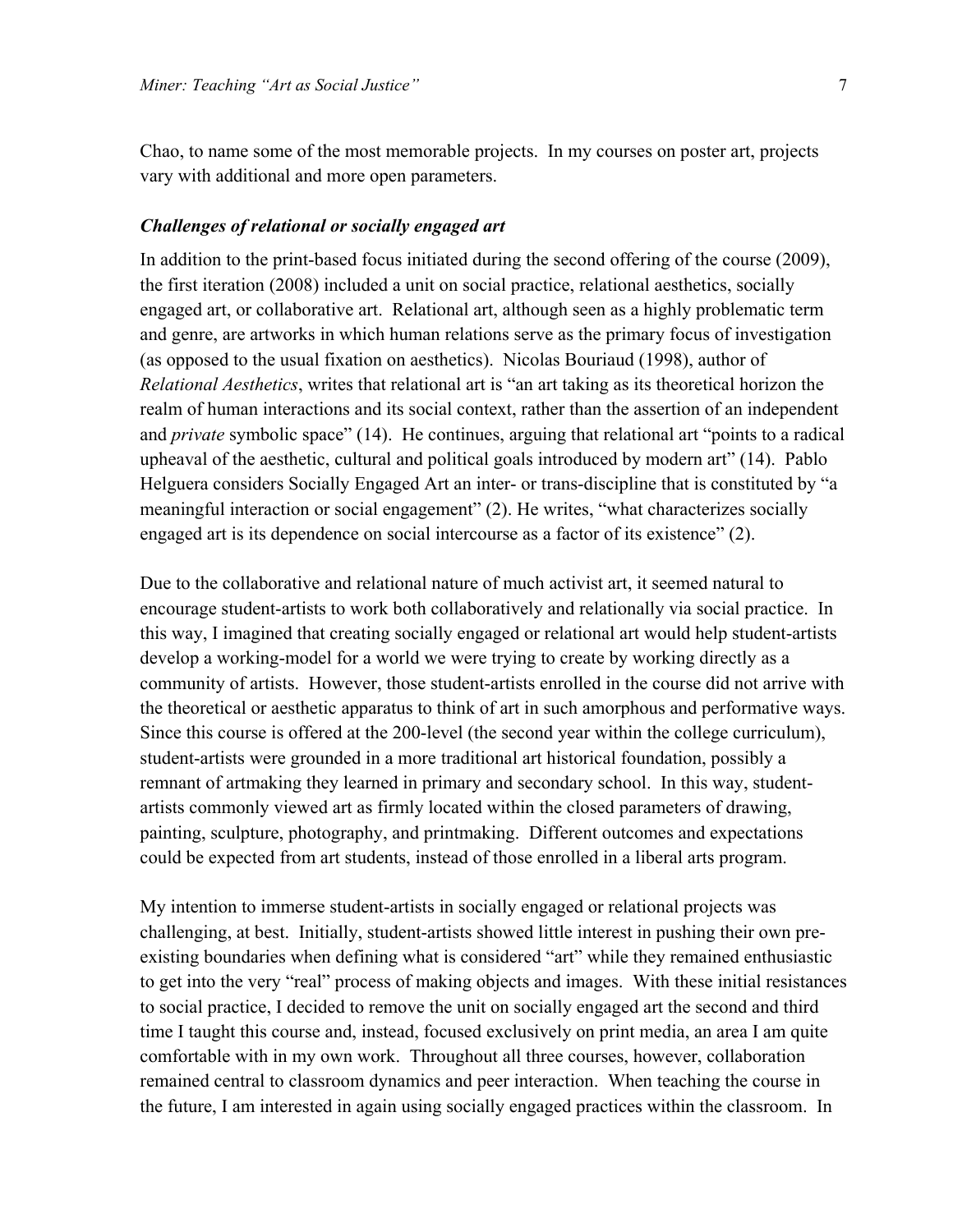Chao, to name some of the most memorable projects. In my courses on poster art, projects vary with additional and more open parameters.

### *Challenges of relational or socially engaged art*

In addition to the print-based focus initiated during the second offering of the course (2009), the first iteration (2008) included a unit on social practice, relational aesthetics, socially engaged art, or collaborative art. Relational art, although seen as a highly problematic term and genre, are artworks in which human relations serve as the primary focus of investigation (as opposed to the usual fixation on aesthetics). Nicolas Bouriaud (1998), author of *Relational Aesthetics*, writes that relational art is "an art taking as its theoretical horizon the realm of human interactions and its social context, rather than the assertion of an independent and *private* symbolic space" (14). He continues, arguing that relational art "points to a radical upheaval of the aesthetic, cultural and political goals introduced by modern art" (14). Pablo Helguera considers Socially Engaged Art an inter- or trans-discipline that is constituted by "a meaningful interaction or social engagement" (2). He writes, "what characterizes socially engaged art is its dependence on social intercourse as a factor of its existence" (2).

Due to the collaborative and relational nature of much activist art, it seemed natural to encourage student-artists to work both collaboratively and relationally via social practice. In this way, I imagined that creating socially engaged or relational art would help student-artists develop a working-model for a world we were trying to create by working directly as a community of artists. However, those student-artists enrolled in the course did not arrive with the theoretical or aesthetic apparatus to think of art in such amorphous and performative ways. Since this course is offered at the 200-level (the second year within the college curriculum), student-artists were grounded in a more traditional art historical foundation, possibly a remnant of artmaking they learned in primary and secondary school. In this way, student-artists commonly viewed art as firmly located within the closed parameters of drawing, painting, sculpture, photography, and printmaking. Different outcomes and expectations could be expected from art students, instead of those enrolled in a liberal arts program.

My intention to immerse student-artists in socially engaged or relational projects was challenging, at best. Initially, student-artists showed little interest in pushing their own pre-existing boundaries when defining what is considered "art" while they remained enthusiastic to get into the very "real" process of making objects and images. With these initial resistances to social practice, I decided to remove the unit on socially engaged art the second and third time I taught this course and, instead, focused exclusively on print media, an area I am quite comfortable with in my own work. Throughout all three courses, however, collaboration remained central to classroom dynamics and peer interaction. When teaching the course in the future, I am interested in again using socially engaged practices within the classroom. In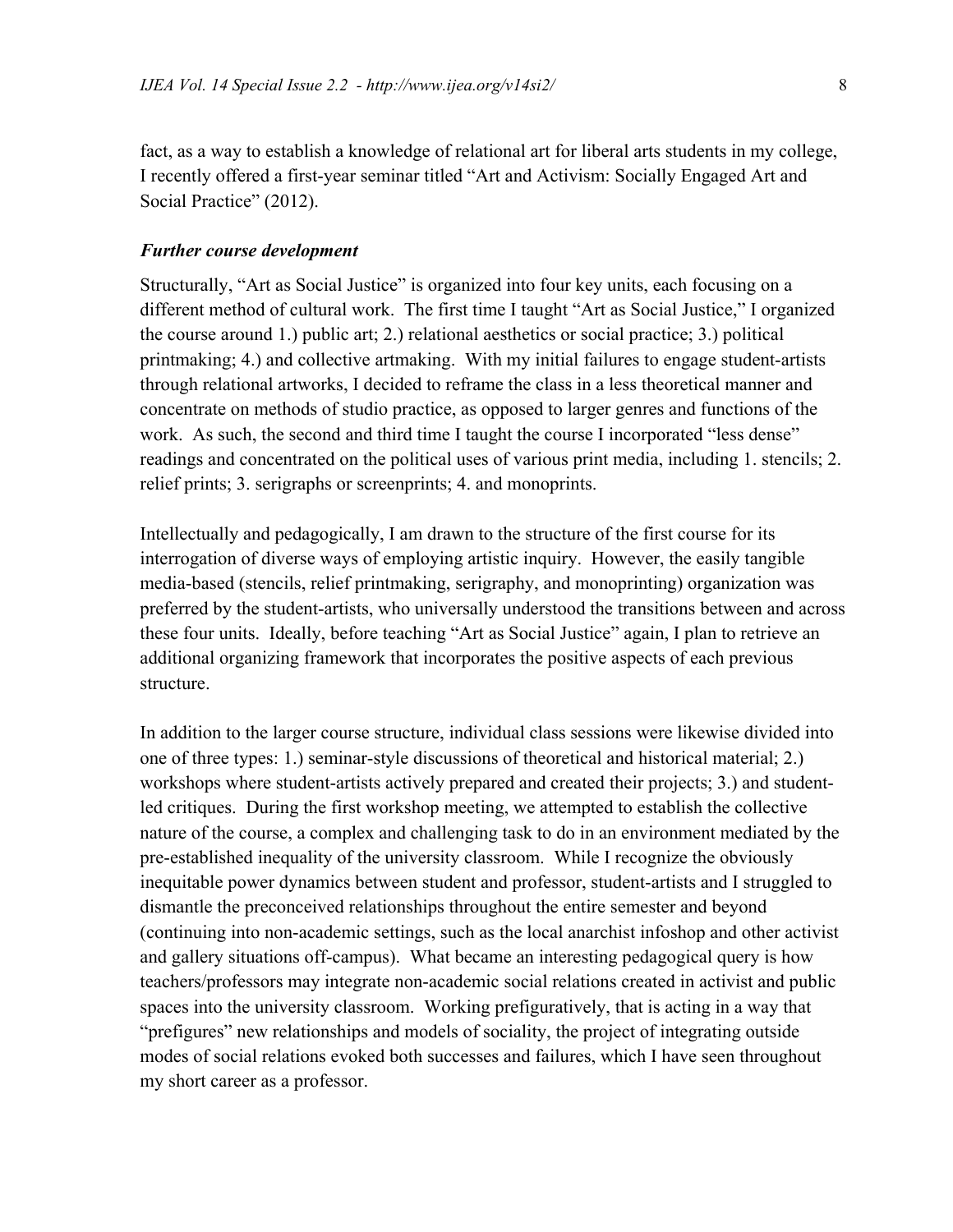fact, as a way to establish a knowledge of relational art for liberal arts students in my college, I recently offered a first-year seminar titled "Art and Activism: Socially Engaged Art and Social Practice" (2012).

### *Further course development*

Structurally, "Art as Social Justice" is organized into four key units, each focusing on a different method of cultural work. The first time I taught "Art as Social Justice," I organized the course around 1.) public art; 2.) relational aesthetics or social practice; 3.) political printmaking; 4.) and collective artmaking. With my initial failures to engage student-artists through relational artworks, I decided to reframe the class in a less theoretical manner and concentrate on methods of studio practice, as opposed to larger genres and functions of the work. As such, the second and third time I taught the course I incorporated "less dense" readings and concentrated on the political uses of various print media, including 1. stencils; 2. relief prints; 3. serigraphs or screenprints; 4. and monoprints.

Intellectually and pedagogically, I am drawn to the structure of the first course for its interrogation of diverse ways of employing artistic inquiry. However, the easily tangible media-based (stencils, relief printmaking, serigraphy, and monoprinting) organization was preferred by the student-artists, who universally understood the transitions between and across these four units. Ideally, before teaching "Art as Social Justice" again, I plan to retrieve an additional organizing framework that incorporates the positive aspects of each previous structure.

In addition to the larger course structure, individual class sessions were likewise divided into one of three types: 1.) seminar-style discussions of theoretical and historical material; 2.) workshops where student-artists actively prepared and created their projects; 3.) and student-led critiques. During the first workshop meeting, we attempted to establish the collective nature of the course, a complex and challenging task to do in an environment mediated by the pre-established inequality of the university classroom. While I recognize the obviously inequitable power dynamics between student and professor, student-artists and I struggled to dismantle the preconceived relationships throughout the entire semester and beyond (continuing into non-academic settings, such as the local anarchist infoshop and other activist and gallery situations off-campus). What became an interesting pedagogical query is how teachers/professors may integrate non-academic social relations created in activist and public spaces into the university classroom. Working prefiguratively, that is acting in a way that "prefigures" new relationships and models of sociality, the project of integrating outside modes of social relations evoked both successes and failures, which I have seen throughout my short career as a professor.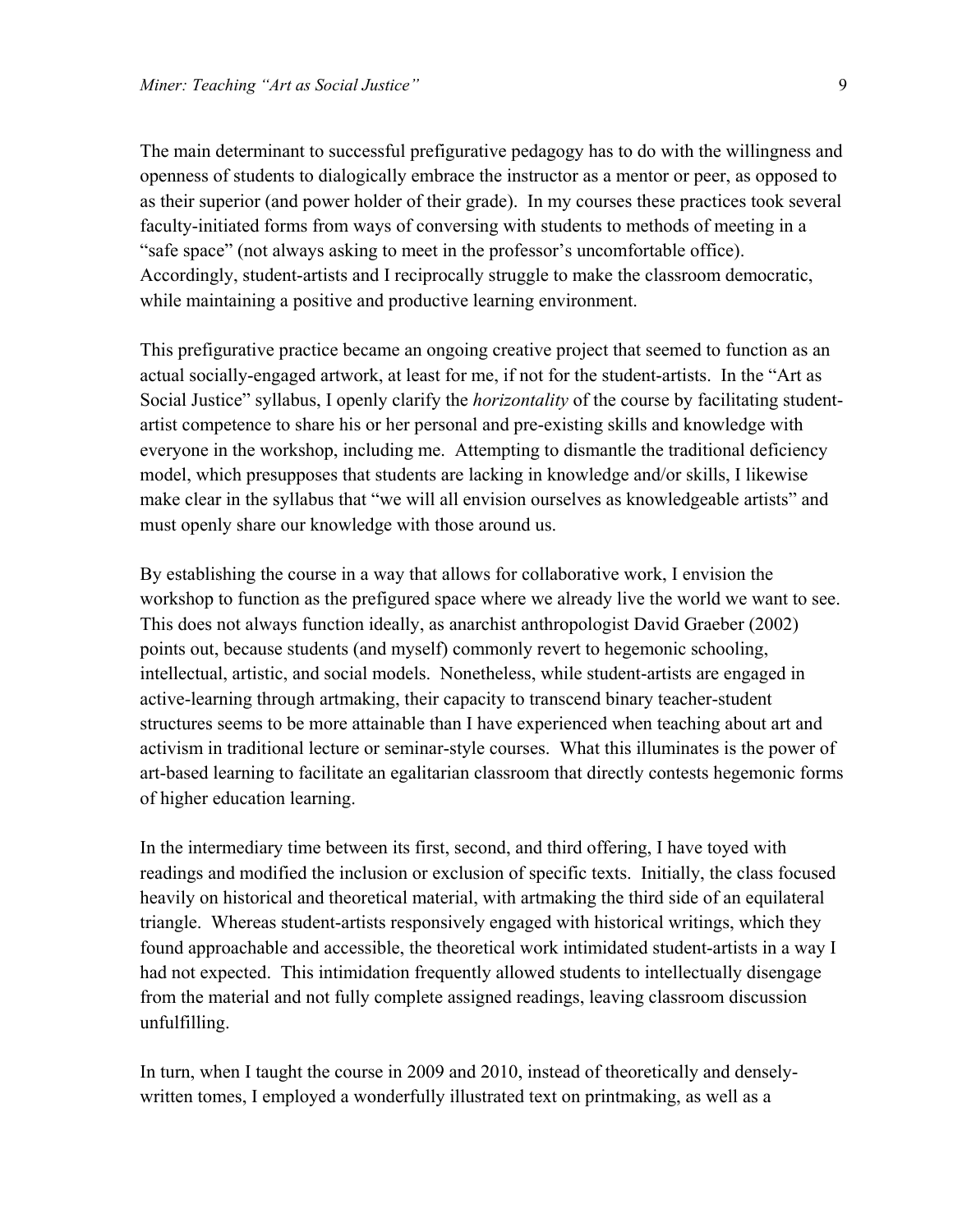The main determinant to successful prefigurative pedagogy has to do with the willingness and openness of students to dialogically embrace the instructor as a mentor or peer, as opposed to as their superior (and power holder of their grade). In my courses these practices took several faculty-initiated forms from ways of conversing with students to methods of meeting in a "safe space" (not always asking to meet in the professor's uncomfortable office). Accordingly, student-artists and I reciprocally struggle to make the classroom democratic, while maintaining a positive and productive learning environment.

This prefigurative practice became an ongoing creative project that seemed to function as an actual socially-engaged artwork, at least for me, if not for the student-artists. In the "Art as Social Justice" syllabus, I openly clarify the *horizontality* of the course by facilitating student-artist competence to share his or her personal and pre-existing skills and knowledge with everyone in the workshop, including me. Attempting to dismantle the traditional deficiency model, which presupposes that students are lacking in knowledge and/or skills, I likewise make clear in the syllabus that "we will all envision ourselves as knowledgeable artists" and must openly share our knowledge with those around us.

By establishing the course in a way that allows for collaborative work, I envision the workshop to function as the prefigured space where we already live the world we want to see. This does not always function ideally, as anarchist anthropologist David Graeber (2002) points out, because students (and myself) commonly revert to hegemonic schooling, intellectual, artistic, and social models. Nonetheless, while student-artists are engaged in active-learning through artmaking, their capacity to transcend binary teacher-student structures seems to be more attainable than I have experienced when teaching about art and activism in traditional lecture or seminar-style courses. What this illuminates is the power of art-based learning to facilitate an egalitarian classroom that directly contests hegemonic forms of higher education learning.

In the intermediary time between its first, second, and third offering, I have toyed with readings and modified the inclusion or exclusion of specific texts. Initially, the class focused heavily on historical and theoretical material, with artmaking the third side of an equilateral triangle. Whereas student-artists responsively engaged with historical writings, which they found approachable and accessible, the theoretical work intimidated student-artists in a way I had not expected. This intimidation frequently allowed students to intellectually disengage from the material and not fully complete assigned readings, leaving classroom discussion unfulfilling.

In turn, when I taught the course in 2009 and 2010, instead of theoretically and densely-written tomes, I employed a wonderfully illustrated text on printmaking, as well as a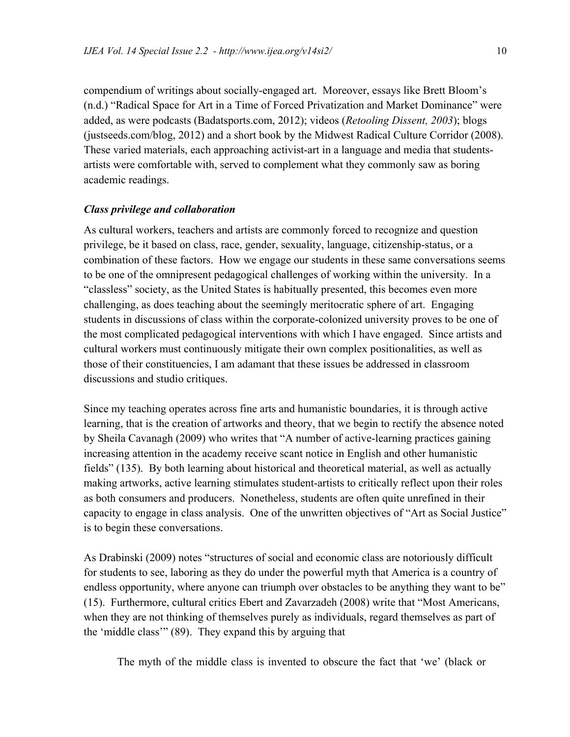compendium of writings about socially-engaged art. Moreover, essays like Brett Bloom's (n.d.) "Radical Space for Art in a Time of Forced Privatization and Market Dominance" were added, as were podcasts (Badatsports.com, 2012); videos (*Retooling Dissent, 2003*); blogs (justseeds.com/blog, 2012) and a short book by the Midwest Radical Culture Corridor (2008). These varied materials, each approaching activist-art in a language and media that students-artists were comfortable with, served to complement what they commonly saw as boring academic readings.

### *Class privilege and collaboration*

As cultural workers, teachers and artists are commonly forced to recognize and question privilege, be it based on class, race, gender, sexuality, language, citizenship-status, or a combination of these factors. How we engage our students in these same conversations seems to be one of the omnipresent pedagogical challenges of working within the university. In a "classless" society, as the United States is habitually presented, this becomes even more challenging, as does teaching about the seemingly meritocratic sphere of art. Engaging students in discussions of class within the corporate-colonized university proves to be one of the most complicated pedagogical interventions with which I have engaged. Since artists and cultural workers must continuously mitigate their own complex positionalities, as well as those of their constituencies, I am adamant that these issues be addressed in classroom discussions and studio critiques.

Since my teaching operates across fine arts and humanistic boundaries, it is through active learning, that is the creation of artworks and theory, that we begin to rectify the absence noted by Sheila Cavanagh (2009) who writes that "A number of active-learning practices gaining increasing attention in the academy receive scant notice in English and other humanistic fields" (135). By both learning about historical and theoretical material, as well as actually making artworks, active learning stimulates student-artists to critically reflect upon their roles as both consumers and producers. Nonetheless, students are often quite unrefined in their capacity to engage in class analysis. One of the unwritten objectives of "Art as Social Justice" is to begin these conversations.

As Drabinski (2009) notes "structures of social and economic class are notoriously difficult for students to see, laboring as they do under the powerful myth that America is a country of endless opportunity, where anyone can triumph over obstacles to be anything they want to be" (15). Furthermore, cultural critics Ebert and Zavarzadeh (2008) write that "Most Americans, when they are not thinking of themselves purely as individuals, regard themselves as part of the 'middle class'" (89). They expand this by arguing that

> The myth of the middle class is invented to obscure the fact that 'we' (black or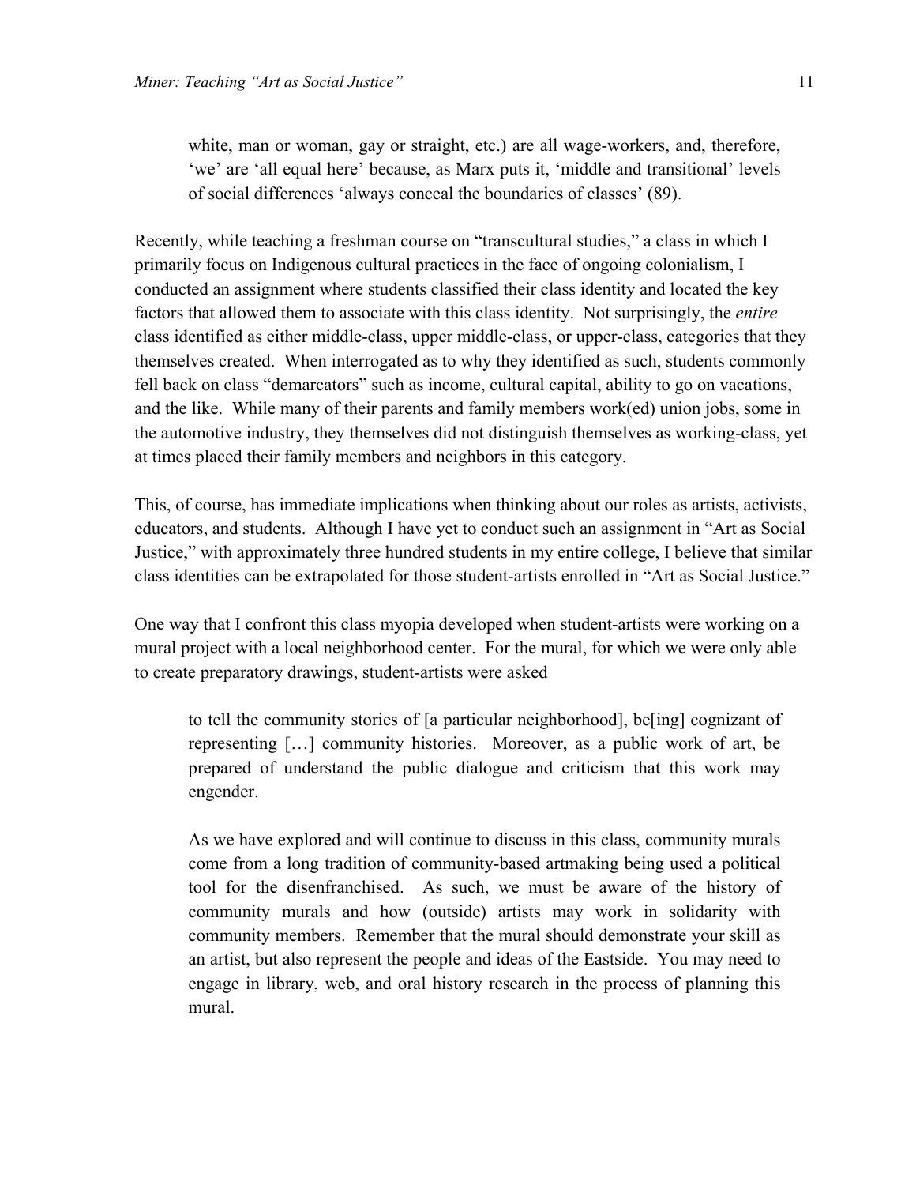> white, man or woman, gay or straight, etc.) are all wage-workers, and, therefore, 'we' are 'all equal here' because, as Marx puts it, 'middle and transitional' levels of social differences 'always conceal the boundaries of classes' (89).

Recently, while teaching a freshman course on "transcultural studies," a class in which I primarily focus on Indigenous cultural practices in the face of ongoing colonialism, I conducted an assignment where students classified their class identity and located the key factors that allowed them to associate with this class identity. Not surprisingly, the *entire* class identified as either middle-class, upper middle-class, or upper-class, categories that they themselves created. When interrogated as to why they identified as such, students commonly fell back on class "demarcators" such as income, cultural capital, ability to go on vacations, and the like. While many of their parents and family members work(ed) union jobs, some in the automotive industry, they themselves did not distinguish themselves as working-class, yet at times placed their family members and neighbors in this category.

This, of course, has immediate implications when thinking about our roles as artists, activists, educators, and students. Although I have yet to conduct such an assignment in "Art as Social Justice," with approximately three hundred students in my entire college, I believe that similar class identities can be extrapolated for those student-artists enrolled in "Art as Social Justice."

One way that I confront this class myopia developed when student-artists were working on a mural project with a local neighborhood center. For the mural, for which we were only able to create preparatory drawings, student-artists were asked

> to tell the community stories of [a particular neighborhood], be[ing] cognizant of representing […] community histories. Moreover, as a public work of art, be prepared of understand the public dialogue and criticism that this work may engender.
>
> As we have explored and will continue to discuss in this class, community murals come from a long tradition of community-based artmaking being used a political tool for the disenfranchised. As such, we must be aware of the history of community murals and how (outside) artists may work in solidarity with community members. Remember that the mural should demonstrate your skill as an artist, but also represent the people and ideas of the Eastside. You may need to engage in library, web, and oral history research in the process of planning this mural.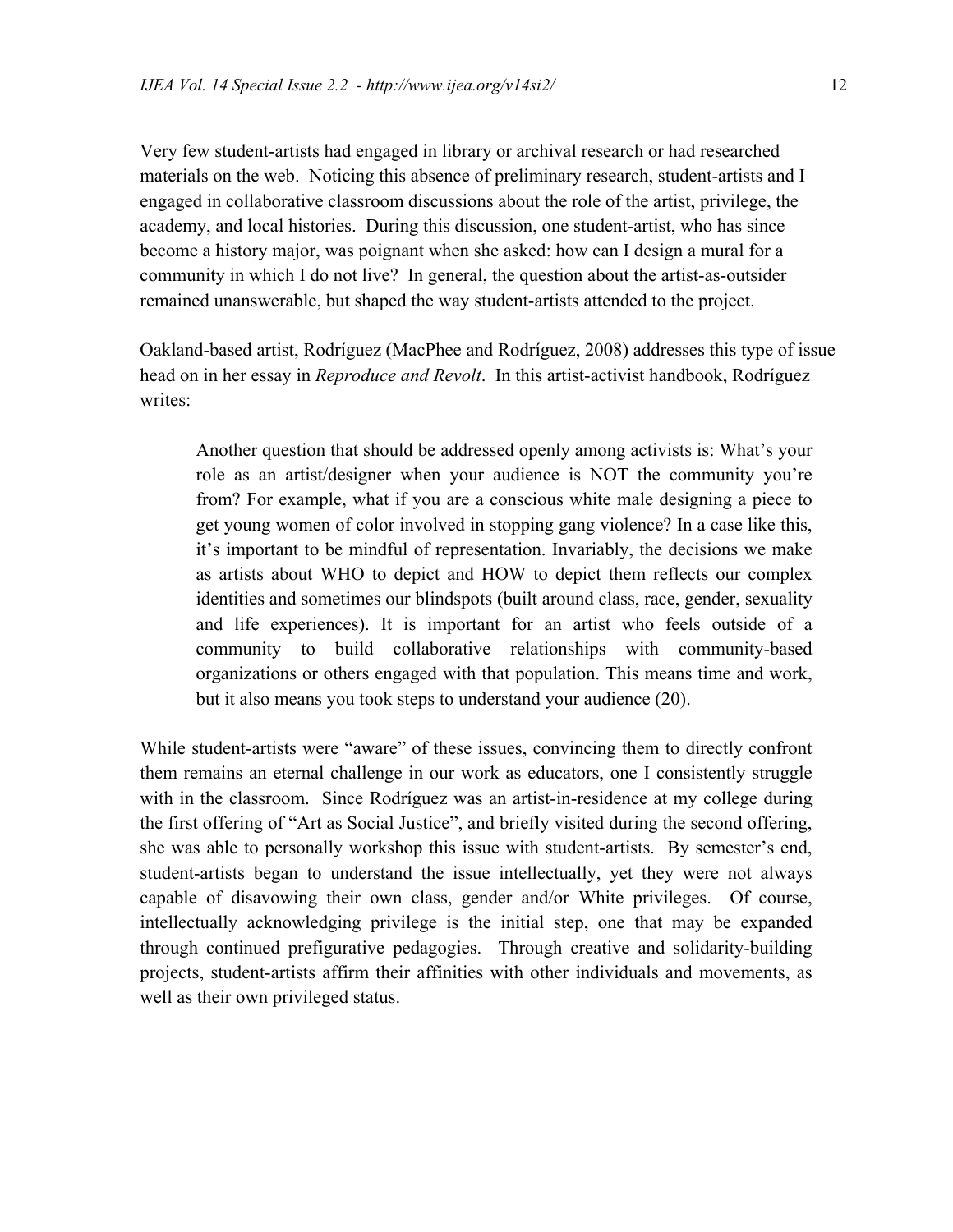Very few student-artists had engaged in library or archival research or had researched materials on the web. Noticing this absence of preliminary research, student-artists and I engaged in collaborative classroom discussions about the role of the artist, privilege, the academy, and local histories. During this discussion, one student-artist, who has since become a history major, was poignant when she asked: how can I design a mural for a community in which I do not live? In general, the question about the artist-as-outsider remained unanswerable, but shaped the way student-artists attended to the project.

Oakland-based artist, Rodríguez (MacPhee and Rodríguez, 2008) addresses this type of issue head on in her essay in *Reproduce and Revolt*. In this artist-activist handbook, Rodríguez writes:

> Another question that should be addressed openly among activists is: What's your role as an artist/designer when your audience is NOT the community you're from? For example, what if you are a conscious white male designing a piece to get young women of color involved in stopping gang violence? In a case like this, it's important to be mindful of representation. Invariably, the decisions we make as artists about WHO to depict and HOW to depict them reflects our complex identities and sometimes our blindspots (built around class, race, gender, sexuality and life experiences). It is important for an artist who feels outside of a community to build collaborative relationships with community-based organizations or others engaged with that population. This means time and work, but it also means you took steps to understand your audience (20).

While student-artists were "aware" of these issues, convincing them to directly confront them remains an eternal challenge in our work as educators, one I consistently struggle with in the classroom. Since Rodríguez was an artist-in-residence at my college during the first offering of "Art as Social Justice", and briefly visited during the second offering, she was able to personally workshop this issue with student-artists. By semester's end, student-artists began to understand the issue intellectually, yet they were not always capable of disavowing their own class, gender and/or White privileges. Of course, intellectually acknowledging privilege is the initial step, one that may be expanded through continued prefigurative pedagogies. Through creative and solidarity-building projects, student-artists affirm their affinities with other individuals and movements, as well as their own privileged status.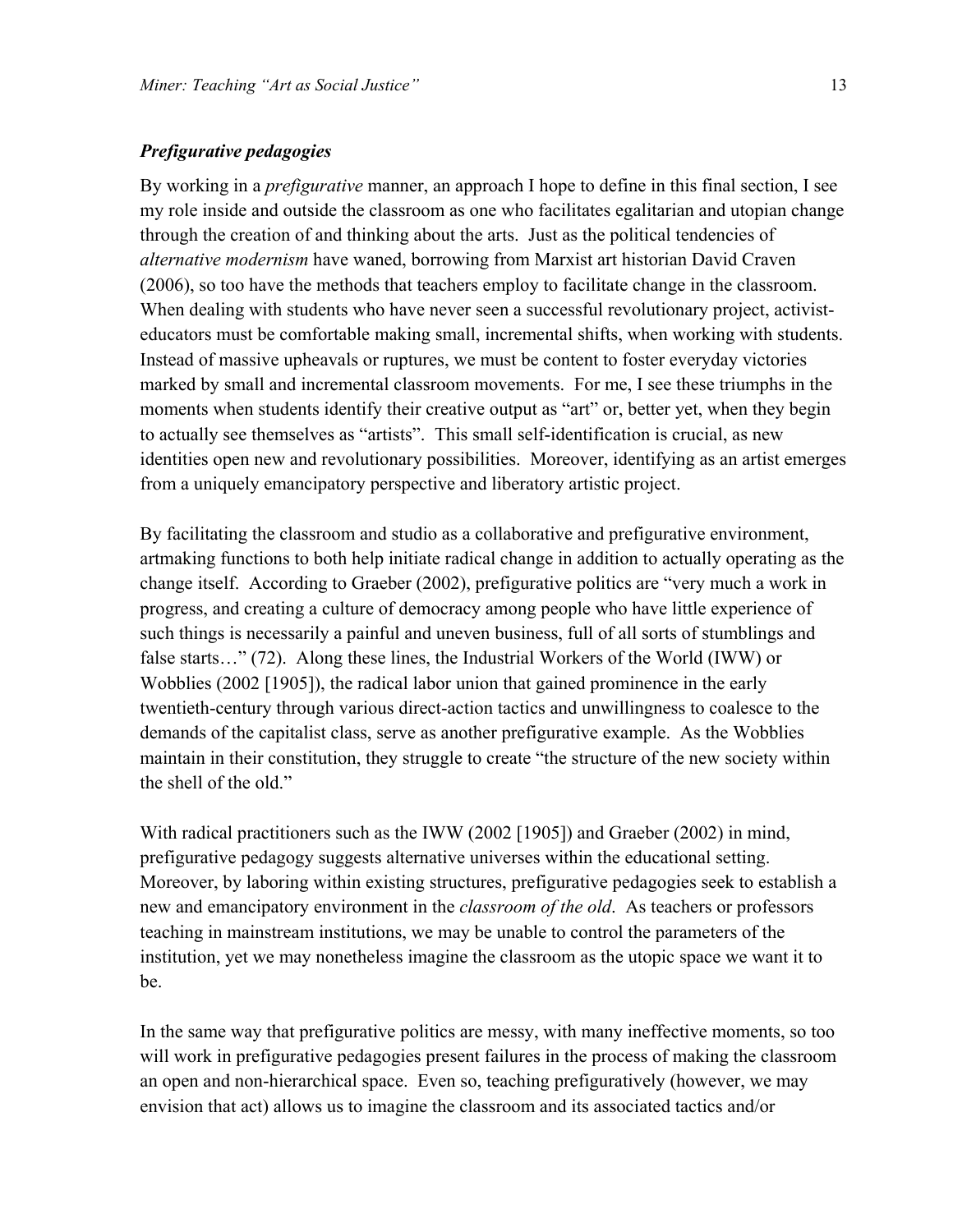### *Prefigurative pedagogies*

By working in a *prefigurative* manner, an approach I hope to define in this final section, I see my role inside and outside the classroom as one who facilitates egalitarian and utopian change through the creation of and thinking about the arts. Just as the political tendencies of *alternative modernism* have waned, borrowing from Marxist art historian David Craven (2006), so too have the methods that teachers employ to facilitate change in the classroom. When dealing with students who have never seen a successful revolutionary project, activist-educators must be comfortable making small, incremental shifts, when working with students. Instead of massive upheavals or ruptures, we must be content to foster everyday victories marked by small and incremental classroom movements. For me, I see these triumphs in the moments when students identify their creative output as "art" or, better yet, when they begin to actually see themselves as "artists". This small self-identification is crucial, as new identities open new and revolutionary possibilities. Moreover, identifying as an artist emerges from a uniquely emancipatory perspective and liberatory artistic project.

By facilitating the classroom and studio as a collaborative and prefigurative environment, artmaking functions to both help initiate radical change in addition to actually operating as the change itself. According to Graeber (2002), prefigurative politics are "very much a work in progress, and creating a culture of democracy among people who have little experience of such things is necessarily a painful and uneven business, full of all sorts of stumblings and false starts…" (72). Along these lines, the Industrial Workers of the World (IWW) or Wobblies (2002 [1905]), the radical labor union that gained prominence in the early twentieth-century through various direct-action tactics and unwillingness to coalesce to the demands of the capitalist class, serve as another prefigurative example. As the Wobblies maintain in their constitution, they struggle to create "the structure of the new society within the shell of the old."

With radical practitioners such as the IWW (2002 [1905]) and Graeber (2002) in mind, prefigurative pedagogy suggests alternative universes within the educational setting. Moreover, by laboring within existing structures, prefigurative pedagogies seek to establish a new and emancipatory environment in the *classroom of the old*. As teachers or professors teaching in mainstream institutions, we may be unable to control the parameters of the institution, yet we may nonetheless imagine the classroom as the utopic space we want it to be.

In the same way that prefigurative politics are messy, with many ineffective moments, so too will work in prefigurative pedagogies present failures in the process of making the classroom an open and non-hierarchical space. Even so, teaching prefiguratively (however, we may envision that act) allows us to imagine the classroom and its associated tactics and/or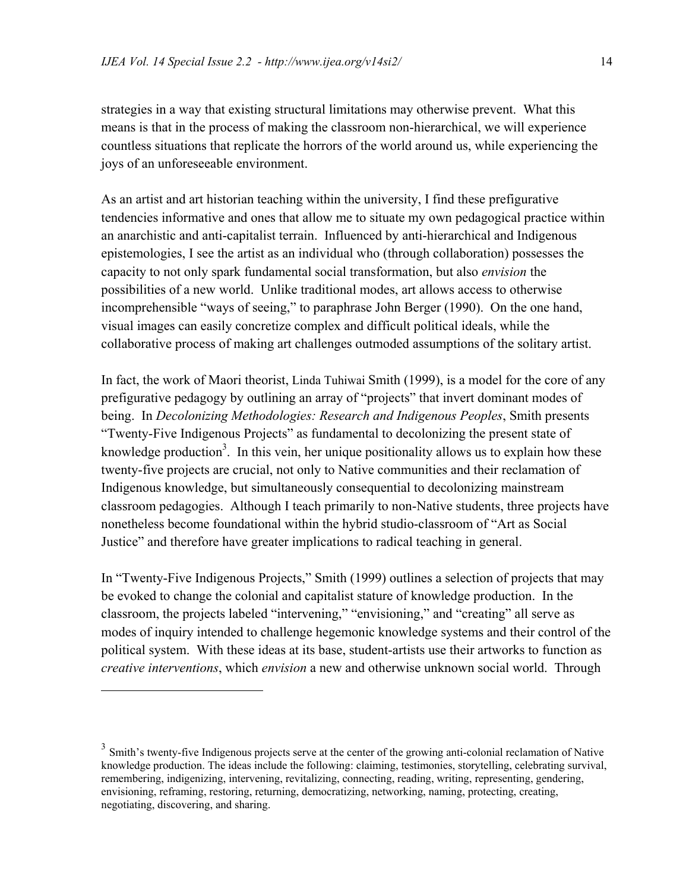strategies in a way that existing structural limitations may otherwise prevent. What this means is that in the process of making the classroom non-hierarchical, we will experience countless situations that replicate the horrors of the world around us, while experiencing the joys of an unforeseeable environment.

As an artist and art historian teaching within the university, I find these prefigurative tendencies informative and ones that allow me to situate my own pedagogical practice within an anarchistic and anti-capitalist terrain. Influenced by anti-hierarchical and Indigenous epistemologies, I see the artist as an individual who (through collaboration) possesses the capacity to not only spark fundamental social transformation, but also *envision* the possibilities of a new world. Unlike traditional modes, art allows access to otherwise incomprehensible "ways of seeing," to paraphrase John Berger (1990). On the one hand, visual images can easily concretize complex and difficult political ideals, while the collaborative process of making art challenges outmoded assumptions of the solitary artist.

In fact, the work of Maori theorist, Linda Tuhiwai Smith (1999), is a model for the core of any prefigurative pedagogy by outlining an array of "projects" that invert dominant modes of being. In *Decolonizing Methodologies: Research and Indigenous Peoples*, Smith presents "Twenty-Five Indigenous Projects" as fundamental to decolonizing the present state of knowledge production[3]. In this vein, her unique positionality allows us to explain how these twenty-five projects are crucial, not only to Native communities and their reclamation of Indigenous knowledge, but simultaneously consequential to decolonizing mainstream classroom pedagogies. Although I teach primarily to non-Native students, three projects have nonetheless become foundational within the hybrid studio-classroom of "Art as Social Justice" and therefore have greater implications to radical teaching in general.

In "Twenty-Five Indigenous Projects," Smith (1999) outlines a selection of projects that may be evoked to change the colonial and capitalist stature of knowledge production. In the classroom, the projects labeled "intervening," "envisioning," and "creating" all serve as modes of inquiry intended to challenge hegemonic knowledge systems and their control of the political system. With these ideas at its base, student-artists use their artworks to function as *creative interventions*, which *envision* a new and otherwise unknown social world. Through

---

[3] Smith's twenty-five Indigenous projects serve at the center of the growing anti-colonial reclamation of Native knowledge production. The ideas include the following: claiming, testimonies, storytelling, celebrating survival, remembering, indigenizing, intervening, revitalizing, connecting, reading, writing, representing, gendering, envisioning, reframing, restoring, returning, democratizing, networking, naming, protecting, creating, negotiating, discovering, and sharing.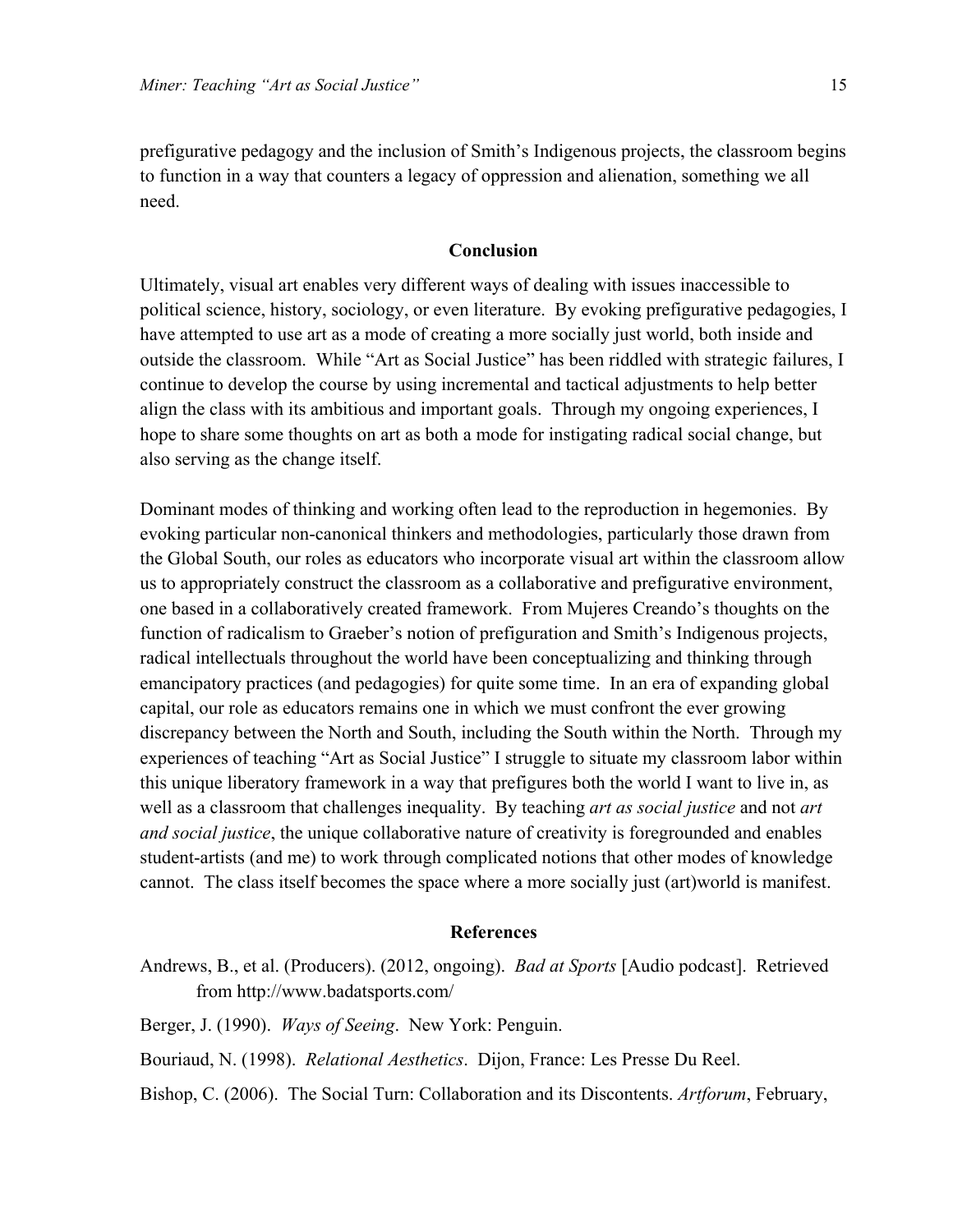prefigurative pedagogy and the inclusion of Smith's Indigenous projects, the classroom begins to function in a way that counters a legacy of oppression and alienation, something we all need.

## Conclusion

Ultimately, visual art enables very different ways of dealing with issues inaccessible to political science, history, sociology, or even literature. By evoking prefigurative pedagogies, I have attempted to use art as a mode of creating a more socially just world, both inside and outside the classroom. While "Art as Social Justice" has been riddled with strategic failures, I continue to develop the course by using incremental and tactical adjustments to help better align the class with its ambitious and important goals. Through my ongoing experiences, I hope to share some thoughts on art as both a mode for instigating radical social change, but also serving as the change itself.

Dominant modes of thinking and working often lead to the reproduction in hegemonies. By evoking particular non-canonical thinkers and methodologies, particularly those drawn from the Global South, our roles as educators who incorporate visual art within the classroom allow us to appropriately construct the classroom as a collaborative and prefigurative environment, one based in a collaboratively created framework. From Mujeres Creando's thoughts on the function of radicalism to Graeber's notion of prefiguration and Smith's Indigenous projects, radical intellectuals throughout the world have been conceptualizing and thinking through emancipatory practices (and pedagogies) for quite some time. In an era of expanding global capital, our role as educators remains one in which we must confront the ever growing discrepancy between the North and South, including the South within the North. Through my experiences of teaching "Art as Social Justice" I struggle to situate my classroom labor within this unique liberatory framework in a way that prefigures both the world I want to live in, as well as a classroom that challenges inequality. By teaching *art as social justice* and not *art and social justice*, the unique collaborative nature of creativity is foregrounded and enables student-artists (and me) to work through complicated notions that other modes of knowledge cannot. The class itself becomes the space where a more socially just (art)world is manifest.

## References

Andrews, B., et al. (Producers). (2012, ongoing). *Bad at Sports* [Audio podcast]. Retrieved from http://www.badatsports.com/

Berger, J. (1990). *Ways of Seeing*. New York: Penguin.

Bouriaud, N. (1998). *Relational Aesthetics*. Dijon, France: Les Presse Du Reel.

Bishop, C. (2006). The Social Turn: Collaboration and its Discontents. *Artforum*, February,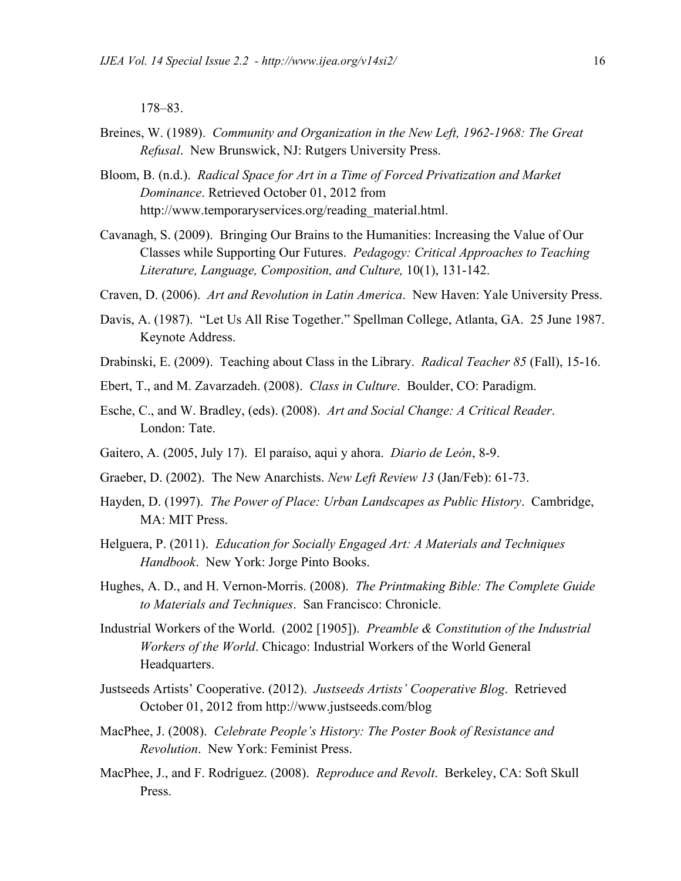178–83.

Breines, W. (1989). *Community and Organization in the New Left, 1962-1968: The Great Refusal*. New Brunswick, NJ: Rutgers University Press.

Bloom, B. (n.d.). *Radical Space for Art in a Time of Forced Privatization and Market Dominance*. Retrieved October 01, 2012 from http://www.temporaryservices.org/reading_material.html.

Cavanagh, S. (2009). Bringing Our Brains to the Humanities: Increasing the Value of Our Classes while Supporting Our Futures. *Pedagogy: Critical Approaches to Teaching Literature, Language, Composition, and Culture,* 10(1), 131-142.

Craven, D. (2006). *Art and Revolution in Latin America*. New Haven: Yale University Press.

Davis, A. (1987). "Let Us All Rise Together." Spellman College, Atlanta, GA. 25 June 1987. Keynote Address.

Drabinski, E. (2009). Teaching about Class in the Library. *Radical Teacher 85* (Fall), 15-16.

Ebert, T., and M. Zavarzadeh. (2008). *Class in Culture*. Boulder, CO: Paradigm.

Esche, C., and W. Bradley, (eds). (2008). *Art and Social Change: A Critical Reader*. London: Tate.

Gaitero, A. (2005, July 17). El paraíso, aqui y ahora. *Diario de León*, 8-9.

Graeber, D. (2002). The New Anarchists. *New Left Review 13* (Jan/Feb): 61-73.

Hayden, D. (1997). *The Power of Place: Urban Landscapes as Public History*. Cambridge, MA: MIT Press.

Helguera, P. (2011). *Education for Socially Engaged Art: A Materials and Techniques Handbook*. New York: Jorge Pinto Books.

Hughes, A. D., and H. Vernon-Morris. (2008). *The Printmaking Bible: The Complete Guide to Materials and Techniques*. San Francisco: Chronicle.

Industrial Workers of the World. (2002 [1905]). *Preamble & Constitution of the Industrial Workers of the World*. Chicago: Industrial Workers of the World General Headquarters.

Justseeds Artists' Cooperative. (2012). *Justseeds Artists' Cooperative Blog*. Retrieved October 01, 2012 from http://www.justseeds.com/blog

MacPhee, J. (2008). *Celebrate People's History: The Poster Book of Resistance and Revolution*. New York: Feminist Press.

MacPhee, J., and F. Rodríguez. (2008). *Reproduce and Revolt*. Berkeley, CA: Soft Skull Press.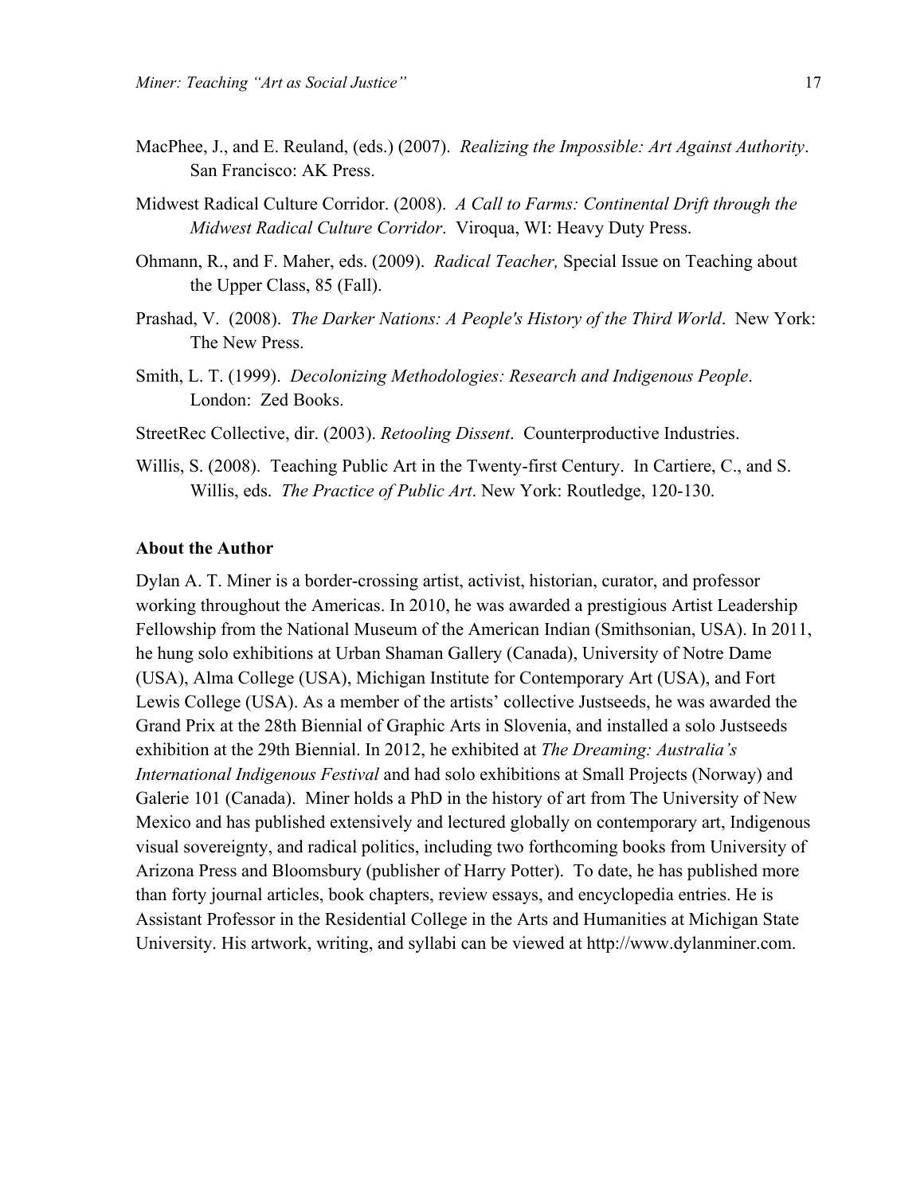MacPhee, J., and E. Reuland, (eds.) (2007). *Realizing the Impossible: Art Against Authority*. San Francisco: AK Press.

Midwest Radical Culture Corridor. (2008). *A Call to Farms: Continental Drift through the Midwest Radical Culture Corridor*. Viroqua, WI: Heavy Duty Press.

Ohmann, R., and F. Maher, eds. (2009). *Radical Teacher,* Special Issue on Teaching about the Upper Class, 85 (Fall).

Prashad, V. (2008). *The Darker Nations: A People's History of the Third World*. New York: The New Press.

Smith, L. T. (1999). *Decolonizing Methodologies: Research and Indigenous People*. London: Zed Books.

StreetRec Collective, dir. (2003). *Retooling Dissent*. Counterproductive Industries.

Willis, S. (2008). Teaching Public Art in the Twenty-first Century. In Cartiere, C., and S. Willis, eds. *The Practice of Public Art*. New York: Routledge, 120-130.

**About the Author**

Dylan A. T. Miner is a border-crossing artist, activist, historian, curator, and professor working throughout the Americas. In 2010, he was awarded a prestigious Artist Leadership Fellowship from the National Museum of the American Indian (Smithsonian, USA). In 2011, he hung solo exhibitions at Urban Shaman Gallery (Canada), University of Notre Dame (USA), Alma College (USA), Michigan Institute for Contemporary Art (USA), and Fort Lewis College (USA). As a member of the artists' collective Justseeds, he was awarded the Grand Prix at the 28th Biennial of Graphic Arts in Slovenia, and installed a solo Justseeds exhibition at the 29th Biennial. In 2012, he exhibited at *The Dreaming: Australia's International Indigenous Festival* and had solo exhibitions at Small Projects (Norway) and Galerie 101 (Canada). Miner holds a PhD in the history of art from The University of New Mexico and has published extensively and lectured globally on contemporary art, Indigenous visual sovereignty, and radical politics, including two forthcoming books from University of Arizona Press and Bloomsbury (publisher of Harry Potter). To date, he has published more than forty journal articles, book chapters, review essays, and encyclopedia entries. He is Assistant Professor in the Residential College in the Arts and Humanities at Michigan State University. His artwork, writing, and syllabi can be viewed at http://www.dylanminer.com.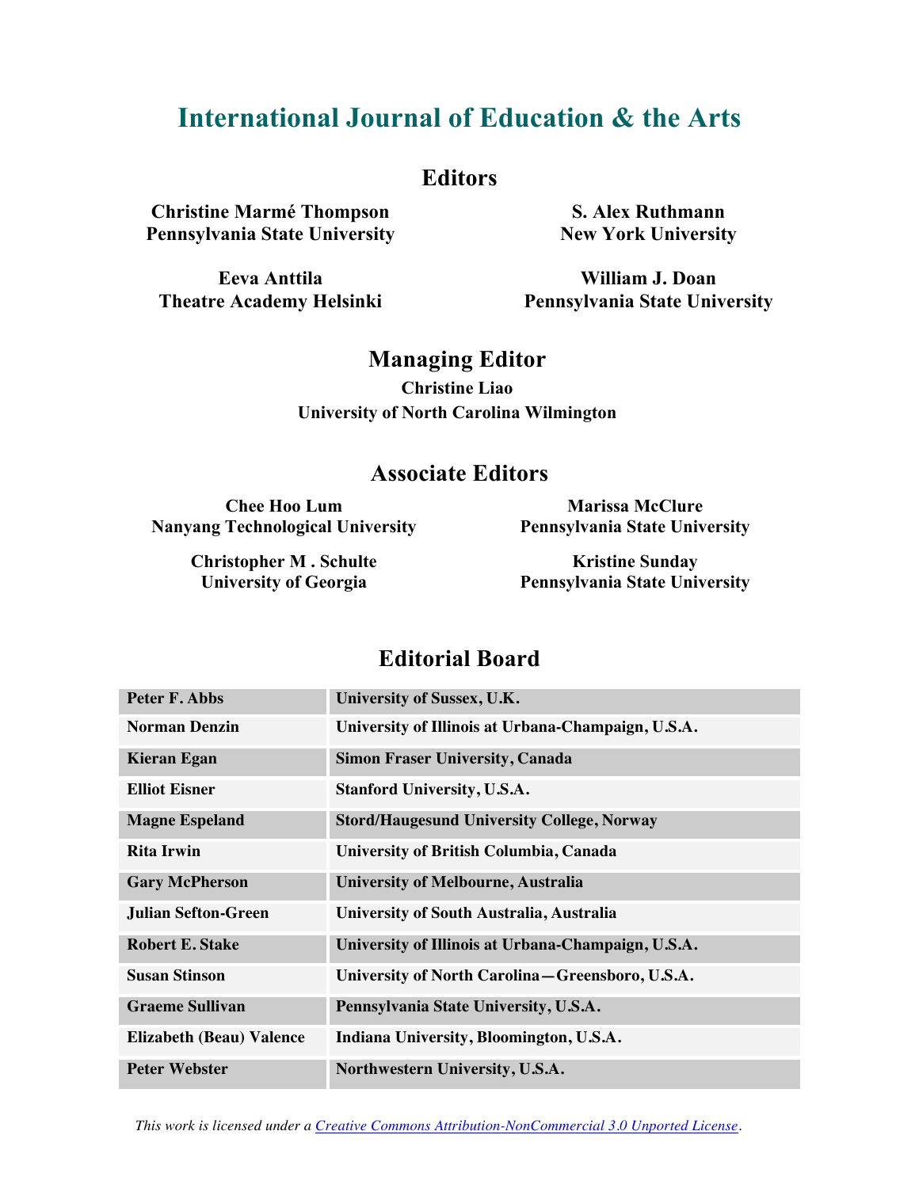# International Journal of Education & the Arts

## Editors

**Christine Marmé Thompson**
**Pennsylvania State University**

**S. Alex Ruthmann**
**New York University**

**Eeva Anttila**
**Theatre Academy Helsinki**

**William J. Doan**
**Pennsylvania State University**

## Managing Editor

**Christine Liao**
**University of North Carolina Wilmington**

## Associate Editors

**Chee Hoo Lum**
**Nanyang Technological University**

**Marissa McClure**
**Pennsylvania State University**

**Christopher M . Schulte**
**University of Georgia**

**Kristine Sunday**
**Pennsylvania State University**

## Editorial Board

| | |
|---|---|
| Peter F. Abbs | University of Sussex, U.K. |
| Norman Denzin | University of Illinois at Urbana-Champaign, U.S.A. |
| Kieran Egan | Simon Fraser University, Canada |
| Elliot Eisner | Stanford University, U.S.A. |
| Magne Espeland | Stord/Haugesund University College, Norway |
| Rita Irwin | University of British Columbia, Canada |
| Gary McPherson | University of Melbourne, Australia |
| Julian Sefton-Green | University of South Australia, Australia |
| Robert E. Stake | University of Illinois at Urbana-Champaign, U.S.A. |
| Susan Stinson | University of North Carolina—Greensboro, U.S.A. |
| Graeme Sullivan | Pennsylvania State University, U.S.A. |
| Elizabeth (Beau) Valence | Indiana University, Bloomington, U.S.A. |
| Peter Webster | Northwestern University, U.S.A. |

*This work is licensed under a Creative Commons Attribution-NonCommercial 3.0 Unported License.*